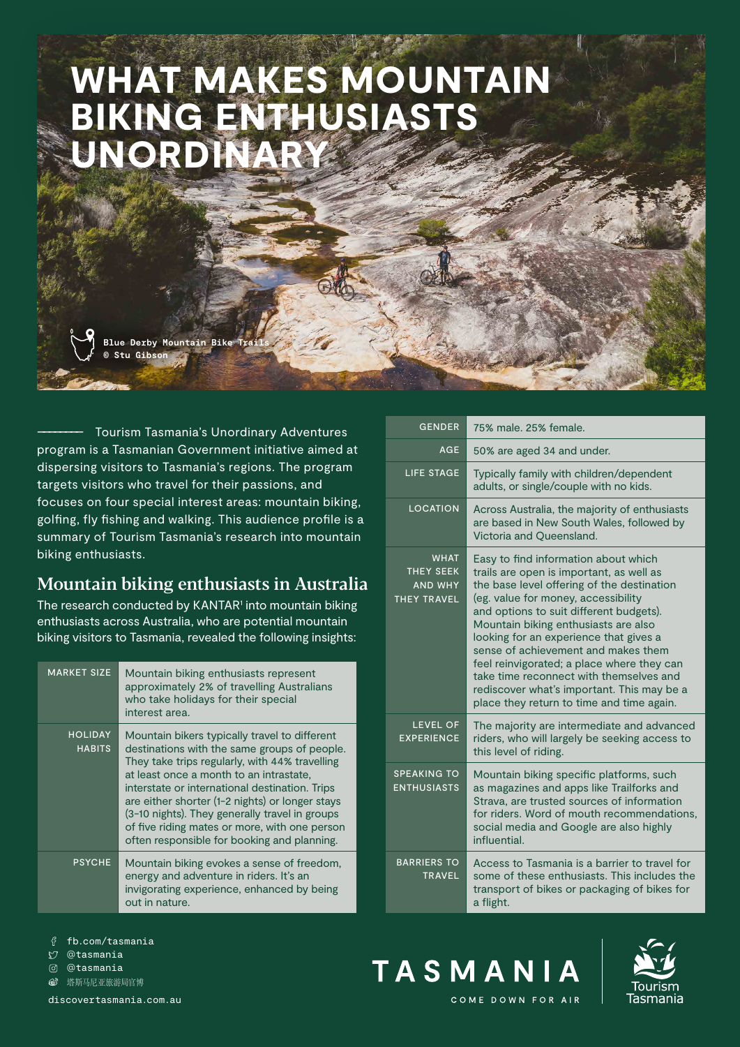# WHAT MAKES MOUNTAIN BIKING ENTHUSIASTS UNORDINARY

Blue Derby Mountain Bike Trails
© Stu Gibson

Tourism Tasmania's Unordinary Adventures program is a Tasmanian Government initiative aimed at dispersing visitors to Tasmania's regions. The program targets visitors who travel for their passions, and focuses on four special interest areas: mountain biking, golfing, fly fishing and walking. This audience profile is a summary of Tourism Tasmania's research into mountain biking enthusiasts.

## Mountain biking enthusiasts in Australia

The research conducted by KANTAR[1] into mountain biking enthusiasts across Australia, who are potential mountain biking visitors to Tasmania, revealed the following insights:

| | |
|---|---|
| MARKET SIZE | Mountain biking enthusiasts represent approximately 2% of travelling Australians who take holidays for their special interest area. |
| HOLIDAY HABITS | Mountain bikers typically travel to different destinations with the same groups of people. They take trips regularly, with 44% travelling at least once a month to an intrastate, interstate or international destination. Trips are either shorter (1-2 nights) or longer stays (3-10 nights). They generally travel in groups of five riding mates or more, with one person often responsible for booking and planning. |
| PSYCHE | Mountain biking evokes a sense of freedom, energy and adventure in riders. It's an invigorating experience, enhanced by being out in nature. |
| GENDER | 75% male. 25% female. |
| AGE | 50% are aged 34 and under. |
| LIFE STAGE | Typically family with children/dependent adults, or single/couple with no kids. |
| LOCATION | Across Australia, the majority of enthusiasts are based in New South Wales, followed by Victoria and Queensland. |
| WHAT THEY SEEK AND WHY THEY TRAVEL | Easy to find information about which trails are open is important, as well as the base level offering of the destination (eg. value for money, accessibility and options to suit different budgets). Mountain biking enthusiasts are also looking for an experience that gives a sense of achievement and makes them feel reinvigorated; a place where they can take time reconnect with themselves and rediscover what's important. This may be a place they return to time and time again. |
| LEVEL OF EXPERIENCE | The majority are intermediate and advanced riders, who will largely be seeking access to this level of riding. |
| SPEAKING TO ENTHUSIASTS | Mountain biking specific platforms, such as magazines and apps like Trailforks and Strava, are trusted sources of information for riders. Word of mouth recommendations, social media and Google are also highly influential. |
| BARRIERS TO TRAVEL | Access to Tasmania is a barrier to travel for some of these enthusiasts. This includes the transport of bikes or packaging of bikes for a flight. |

fb.com/tasmania
@tasmania
@tasmania
塔斯马尼亚旅游局官博
discovertasmania.com.au

TASMANIA
COME DOWN FOR AIR

Tourism Tasmania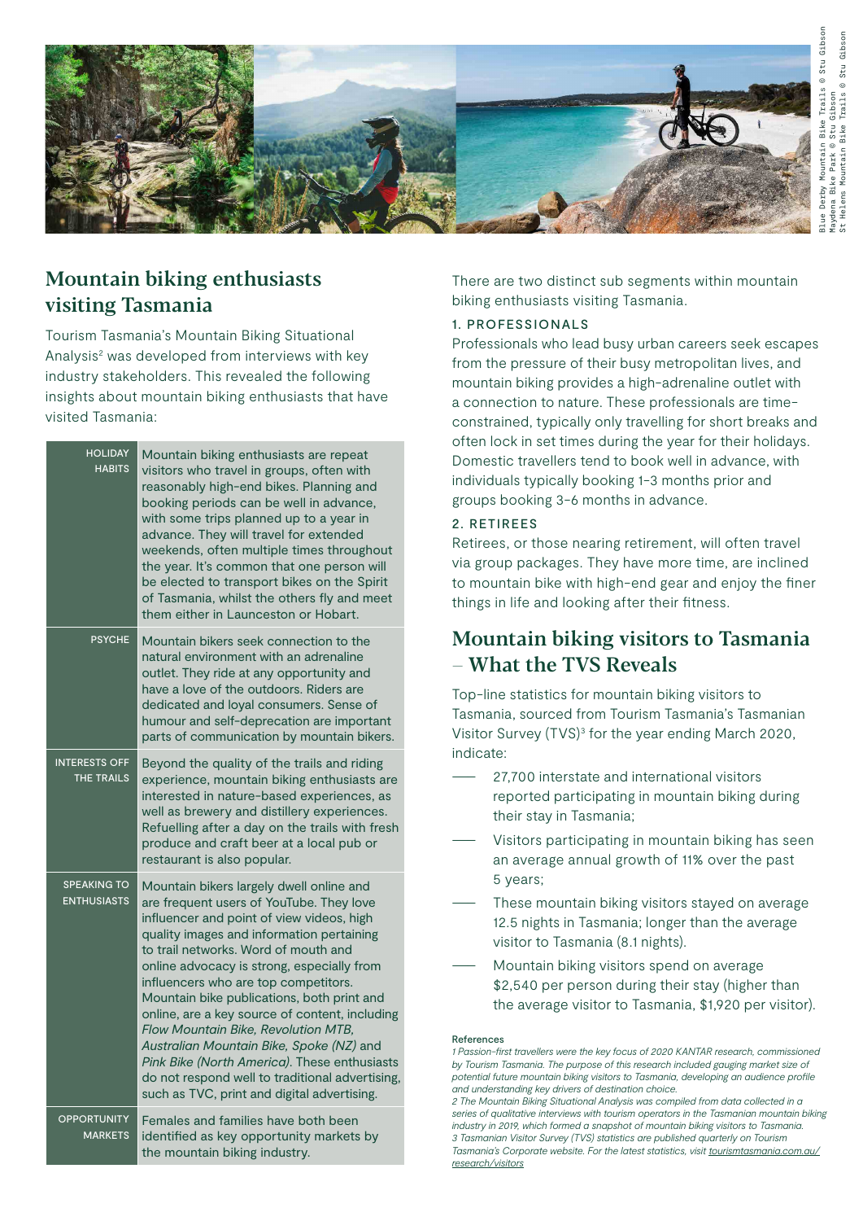Blue Derby Mountain Bike Trails © Stu Gibson
Maydena Bike Park © Stu Gibson
St Helens Mountain Bike Trails © Stu Gibson

## Mountain biking enthusiasts visiting Tasmania

Tourism Tasmania's Mountain Biking Situational Analysis[2] was developed from interviews with key industry stakeholders. This revealed the following insights about mountain biking enthusiasts that have visited Tasmania:

| | |
|---|---|
| HOLIDAY HABITS | Mountain biking enthusiasts are repeat visitors who travel in groups, often with reasonably high-end bikes. Planning and booking periods can be well in advance, with some trips planned up to a year in advance. They will travel for extended weekends, often multiple times throughout the year. It's common that one person will be elected to transport bikes on the Spirit of Tasmania, whilst the others fly and meet them either in Launceston or Hobart. |
| PSYCHE | Mountain bikers seek connection to the natural environment with an adrenaline outlet. They ride at any opportunity and have a love of the outdoors. Riders are dedicated and loyal consumers. Sense of humour and self-deprecation are important parts of communication by mountain bikers. |
| INTERESTS OFF THE TRAILS | Beyond the quality of the trails and riding experience, mountain biking enthusiasts are interested in nature-based experiences, as well as brewery and distillery experiences. Refuelling after a day on the trails with fresh produce and craft beer at a local pub or restaurant is also popular. |
| SPEAKING TO ENTHUSIASTS | Mountain bikers largely dwell online and are frequent users of YouTube. They love influencer and point of view videos, high quality images and information pertaining to trail networks. Word of mouth and online advocacy is strong, especially from influencers who are top competitors. Mountain bike publications, both print and online, are a key source of content, including *Flow Mountain Bike, Revolution MTB, Australian Mountain Bike, Spoke (NZ)* and *Pink Bike (North America)*. These enthusiasts do not respond well to traditional advertising, such as TVC, print and digital advertising. |
| OPPORTUNITY MARKETS | Females and families have both been identified as key opportunity markets by the mountain biking industry. |

There are two distinct sub segments within mountain biking enthusiasts visiting Tasmania.

### 1. PROFESSIONALS

Professionals who lead busy urban careers seek escapes from the pressure of their busy metropolitan lives, and mountain biking provides a high-adrenaline outlet with a connection to nature. These professionals are time-constrained, typically only travelling for short breaks and often lock in set times during the year for their holidays. Domestic travellers tend to book well in advance, with individuals typically booking 1-3 months prior and groups booking 3-6 months in advance.

### 2. RETIREES

Retirees, or those nearing retirement, will often travel via group packages. They have more time, are inclined to mountain bike with high-end gear and enjoy the finer things in life and looking after their fitness.

## Mountain biking visitors to Tasmania – What the TVS Reveals

Top-line statistics for mountain biking visitors to Tasmania, sourced from Tourism Tasmania's Tasmanian Visitor Survey (TVS)[3] for the year ending March 2020, indicate:

- 27,700 interstate and international visitors reported participating in mountain biking during their stay in Tasmania;
- Visitors participating in mountain biking has seen an average annual growth of 11% over the past 5 years;
- These mountain biking visitors stayed on average 12.5 nights in Tasmania; longer than the average visitor to Tasmania (8.1 nights).
- Mountain biking visitors spend on average $2,540 per person during their stay (higher than the average visitor to Tasmania, $1,920 per visitor).

**References**

*1 Passion-first travellers were the key focus of 2020 KANTAR research, commissioned by Tourism Tasmania. The purpose of this research included gauging market size of potential future mountain biking visitors to Tasmania, developing an audience profile and understanding key drivers of destination choice.*

*2 The Mountain Biking Situational Analysis was compiled from data collected in a series of qualitative interviews with tourism operators in the Tasmanian mountain biking industry in 2019, which formed a snapshot of mountain biking visitors to Tasmania.*

*3 Tasmanian Visitor Survey (TVS) statistics are published quarterly on Tourism Tasmania's Corporate website. For the latest statistics, visit tourismtasmania.com.au/research/visitors*